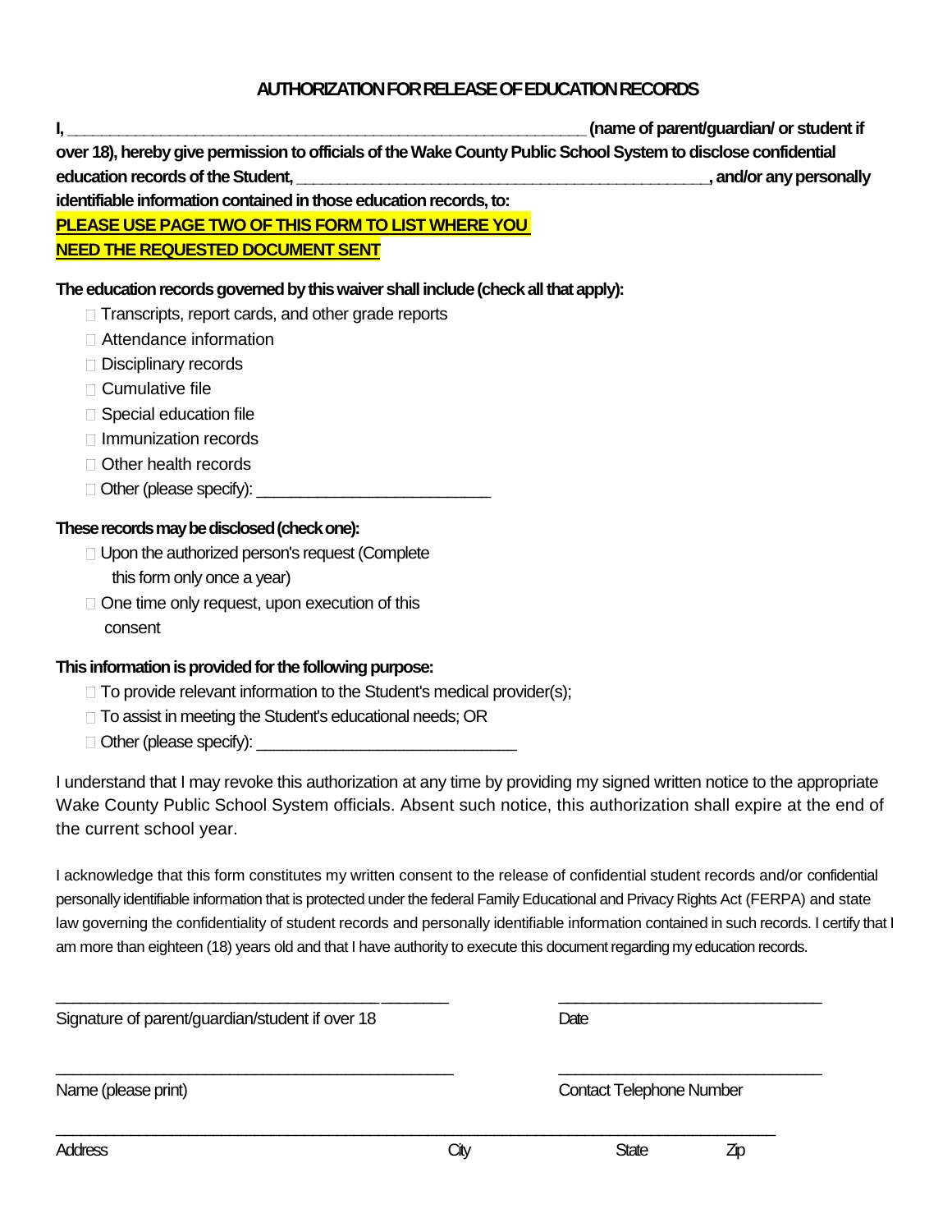# AUTHORIZATION FOR RELEASE OF EDUCATION RECORDS

**I, ___________________________________________________________ (name of parent/guardian/ or student if over 18), hereby give permission to officials of the Wake County Public School System to disclose confidential education records of the Student, ______________________________________________, and/or any personally identifiable information contained in those education records, to:**

**PLEASE USE PAGE TWO OF THIS FORM TO LIST WHERE YOU NEED THE REQUESTED DOCUMENT SENT**

**The education records governed by this waiver shall include (check all that apply):**

- ☐ Transcripts, report cards, and other grade reports
- ☐ Attendance information
- ☐ Disciplinary records
- ☐ Cumulative file
- ☐ Special education file
- ☐ Immunization records
- ☐ Other health records
- ☐ Other (please specify): __________________________

**These records may be disclosed (check one):**

- ☐ Upon the authorized person's request (Complete this form only once a year)
- ☐ One time only request, upon execution of this consent

**This information is provided for the following purpose:**

- ☐ To provide relevant information to the Student's medical provider(s);
- ☐ To assist in meeting the Student's educational needs; OR
- ☐ Other (please specify): ____________________________

I understand that I may revoke this authorization at any time by providing my signed written notice to the appropriate Wake County Public School System officials. Absent such notice, this authorization shall expire at the end of the current school year.

I acknowledge that this form constitutes my written consent to the release of confidential student records and/or confidential personally identifiable information that is protected under the federal Family Educational and Privacy Rights Act (FERPA) and state law governing the confidentiality of student records and personally identifiable information contained in such records. I certify that I am more than eighteen (18) years old and that I have authority to execute this document regarding my education records.

_____________________________________________ _____________________________

Signature of parent/guardian/student if over 18 Date

_____________________________________________ _____________________________

Name (please print) Contact Telephone Number

_________________________________________________________________________________

Address City State Zip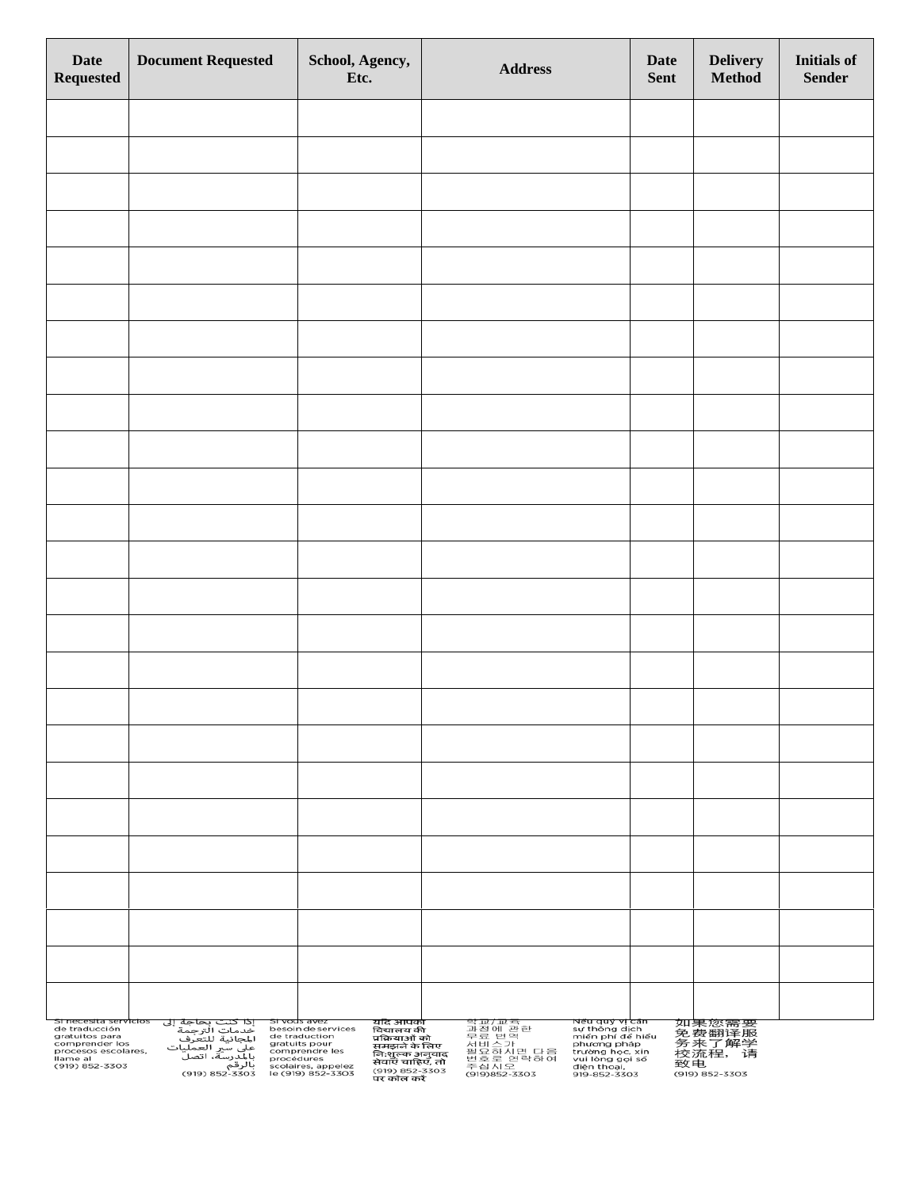| Date Requested | Document Requested | School, Agency, Etc. | Address | Date Sent | Delivery Method | Initials of Sender |
|---|---|---|---|---|---|---|
| | | | | | | |
| | | | | | | |
| | | | | | | |
| | | | | | | |
| | | | | | | |
| | | | | | | |
| | | | | | | |
| | | | | | | |
| | | | | | | |
| | | | | | | |
| | | | | | | |
| | | | | | | |
| | | | | | | |
| | | | | | | |
| | | | | | | |
| | | | | | | |
| | | | | | | |
| | | | | | | |
| | | | | | | |
| | | | | | | |
| | | | | | | |
| | | | | | | |
| | | | | | | |
| | | | | | | |
| | | | | | | |

Si necesita servicios de traducción gratuitos para comprender los procesos escolares, llame al (919) 852-3303

إذا كنت بحاجة إلى خدمات الترجمة المجانية للتعرف على سير العمليات بالمدرسة، اتصل بالرقم (919) 852-3303

Si vous avez besoin de services de traduction gratuits pour comprendre les procédures scolaires, appelez le (919) 852-3303

यदि आपको विद्यालय की प्रक्रियाओं को समझने के लिए निःशुल्क अनुवाद सेवाएं चाहिए, तो (919) 852-3303 पर कॉल करें

학교/교육 과정에 관한 무료 번역 서비스가 필요하시면 다음 번호로 연락하여 주십시오 (919)852-3303

Nếu quý vị cần sự thông dịch miễn phí để hiểu phương pháp trường học, xin vui lòng gọi số điện thoại, 919-852-3303

如果您需要免费翻译服务来了解学校流程，请致电 (919) 852-3303